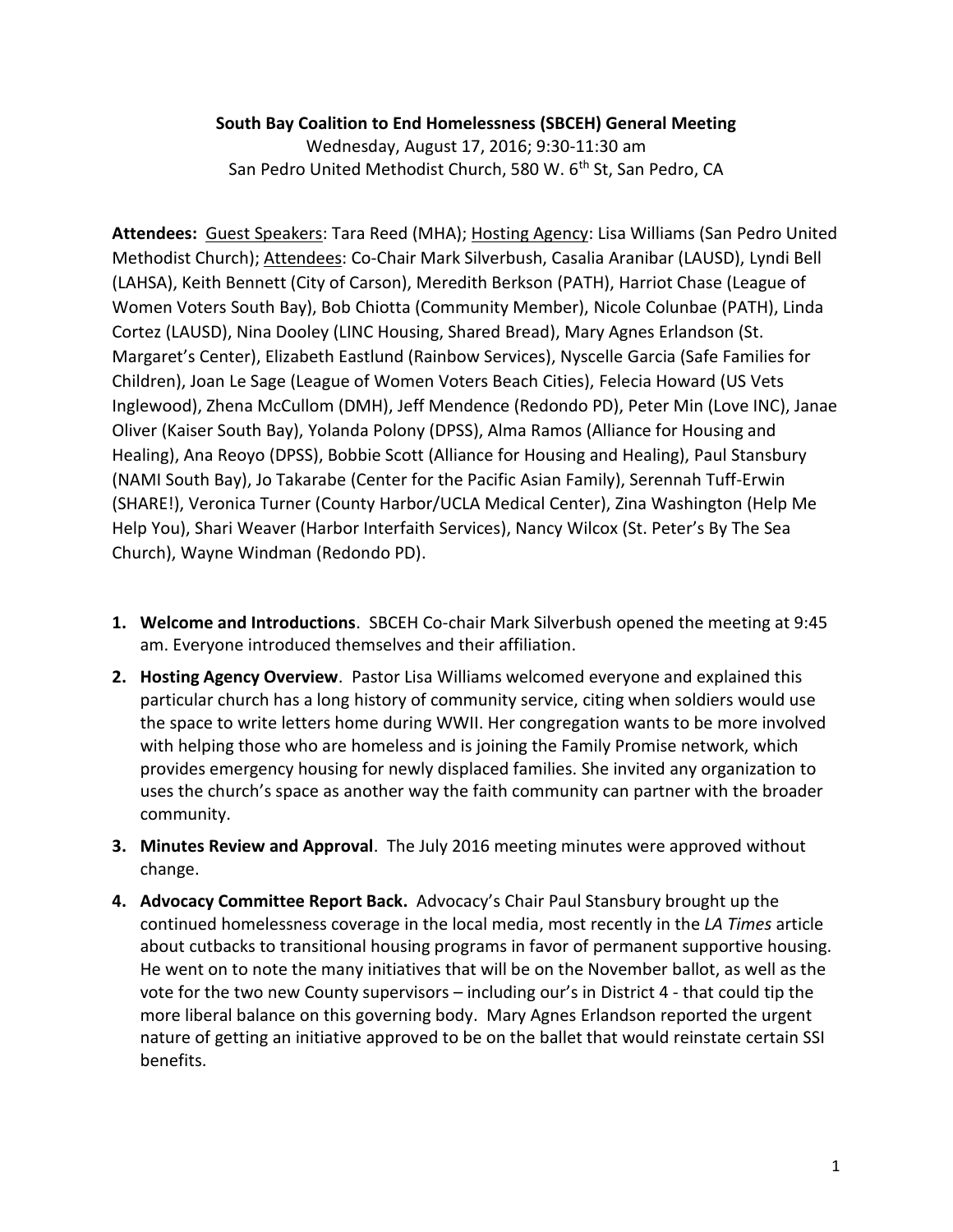**South Bay Coalition to End Homelessness (SBCEH) General Meeting**

Wednesday, August 17, 2016; 9:30-11:30 am

San Pedro United Methodist Church, 580 W. 6th St, San Pedro, CA

**Attendees:** <u>Guest Speakers</u>: Tara Reed (MHA); <u>Hosting Agency</u>: Lisa Williams (San Pedro United Methodist Church); <u>Attendees</u>: Co-Chair Mark Silverbush, Casalia Aranibar (LAUSD), Lyndi Bell (LAHSA), Keith Bennett (City of Carson), Meredith Berkson (PATH), Harriot Chase (League of Women Voters South Bay), Bob Chiotta (Community Member), Nicole Colunbae (PATH), Linda Cortez (LAUSD), Nina Dooley (LINC Housing, Shared Bread), Mary Agnes Erlandson (St. Margaret's Center), Elizabeth Eastlund (Rainbow Services), Nyscelle Garcia (Safe Families for Children), Joan Le Sage (League of Women Voters Beach Cities), Felecia Howard (US Vets Inglewood), Zhena McCullom (DMH), Jeff Mendence (Redondo PD), Peter Min (Love INC), Janae Oliver (Kaiser South Bay), Yolanda Polony (DPSS), Alma Ramos (Alliance for Housing and Healing), Ana Reoyo (DPSS), Bobbie Scott (Alliance for Housing and Healing), Paul Stansbury (NAMI South Bay), Jo Takarabe (Center for the Pacific Asian Family), Serennah Tuff-Erwin (SHARE!), Veronica Turner (County Harbor/UCLA Medical Center), Zina Washington (Help Me Help You), Shari Weaver (Harbor Interfaith Services), Nancy Wilcox (St. Peter's By The Sea Church), Wayne Windman (Redondo PD).

1. **Welcome and Introductions**. SBCEH Co-chair Mark Silverbush opened the meeting at 9:45 am. Everyone introduced themselves and their affiliation.
2. **Hosting Agency Overview**. Pastor Lisa Williams welcomed everyone and explained this particular church has a long history of community service, citing when soldiers would use the space to write letters home during WWII. Her congregation wants to be more involved with helping those who are homeless and is joining the Family Promise network, which provides emergency housing for newly displaced families. She invited any organization to uses the church's space as another way the faith community can partner with the broader community.
3. **Minutes Review and Approval**. The July 2016 meeting minutes were approved without change.
4. **Advocacy Committee Report Back.** Advocacy's Chair Paul Stansbury brought up the continued homelessness coverage in the local media, most recently in the *LA Times* article about cutbacks to transitional housing programs in favor of permanent supportive housing. He went on to note the many initiatives that will be on the November ballot, as well as the vote for the two new County supervisors – including our's in District 4 - that could tip the more liberal balance on this governing body. Mary Agnes Erlandson reported the urgent nature of getting an initiative approved to be on the ballet that would reinstate certain SSI benefits.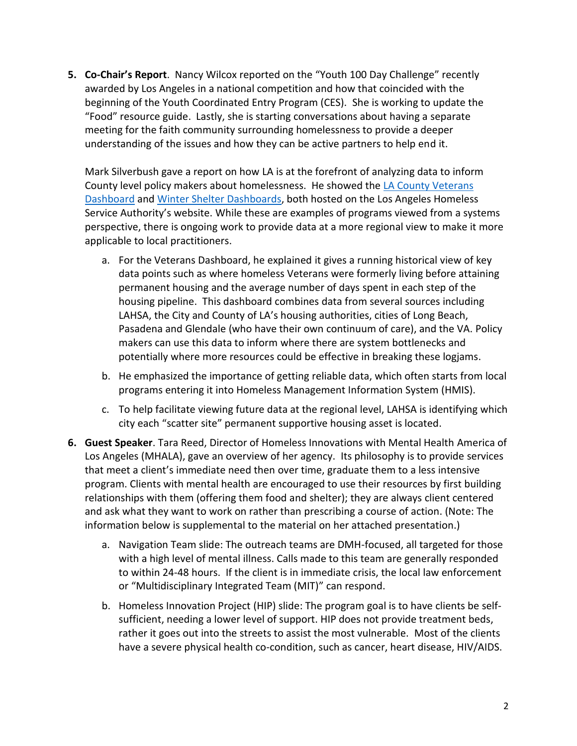5. **Co-Chair's Report**. Nancy Wilcox reported on the "Youth 100 Day Challenge" recently awarded by Los Angeles in a national competition and how that coincided with the beginning of the Youth Coordinated Entry Program (CES). She is working to update the "Food" resource guide. Lastly, she is starting conversations about having a separate meeting for the faith community surrounding homelessness to provide a deeper understanding of the issues and how they can be active partners to help end it.

   Mark Silverbush gave a report on how LA is at the forefront of analyzing data to inform County level policy makers about homelessness. He showed the LA County Veterans Dashboard and Winter Shelter Dashboards, both hosted on the Los Angeles Homeless Service Authority's website. While these are examples of programs viewed from a systems perspective, there is ongoing work to provide data at a more regional view to make it more applicable to local practitioners.

   a. For the Veterans Dashboard, he explained it gives a running historical view of key data points such as where homeless Veterans were formerly living before attaining permanent housing and the average number of days spent in each step of the housing pipeline. This dashboard combines data from several sources including LAHSA, the City and County of LA's housing authorities, cities of Long Beach, Pasadena and Glendale (who have their own continuum of care), and the VA. Policy makers can use this data to inform where there are system bottlenecks and potentially where more resources could be effective in breaking these logjams.

   b. He emphasized the importance of getting reliable data, which often starts from local programs entering it into Homeless Management Information System (HMIS).

   c. To help facilitate viewing future data at the regional level, LAHSA is identifying which city each "scatter site" permanent supportive housing asset is located.

6. **Guest Speaker**. Tara Reed, Director of Homeless Innovations with Mental Health America of Los Angeles (MHALA), gave an overview of her agency. Its philosophy is to provide services that meet a client's immediate need then over time, graduate them to a less intensive program. Clients with mental health are encouraged to use their resources by first building relationships with them (offering them food and shelter); they are always client centered and ask what they want to work on rather than prescribing a course of action. (Note: The information below is supplemental to the material on her attached presentation.)

   a. Navigation Team slide: The outreach teams are DMH-focused, all targeted for those with a high level of mental illness. Calls made to this team are generally responded to within 24-48 hours. If the client is in immediate crisis, the local law enforcement or "Multidisciplinary Integrated Team (MIT)" can respond.

   b. Homeless Innovation Project (HIP) slide: The program goal is to have clients be self-sufficient, needing a lower level of support. HIP does not provide treatment beds, rather it goes out into the streets to assist the most vulnerable. Most of the clients have a severe physical health co-condition, such as cancer, heart disease, HIV/AIDS.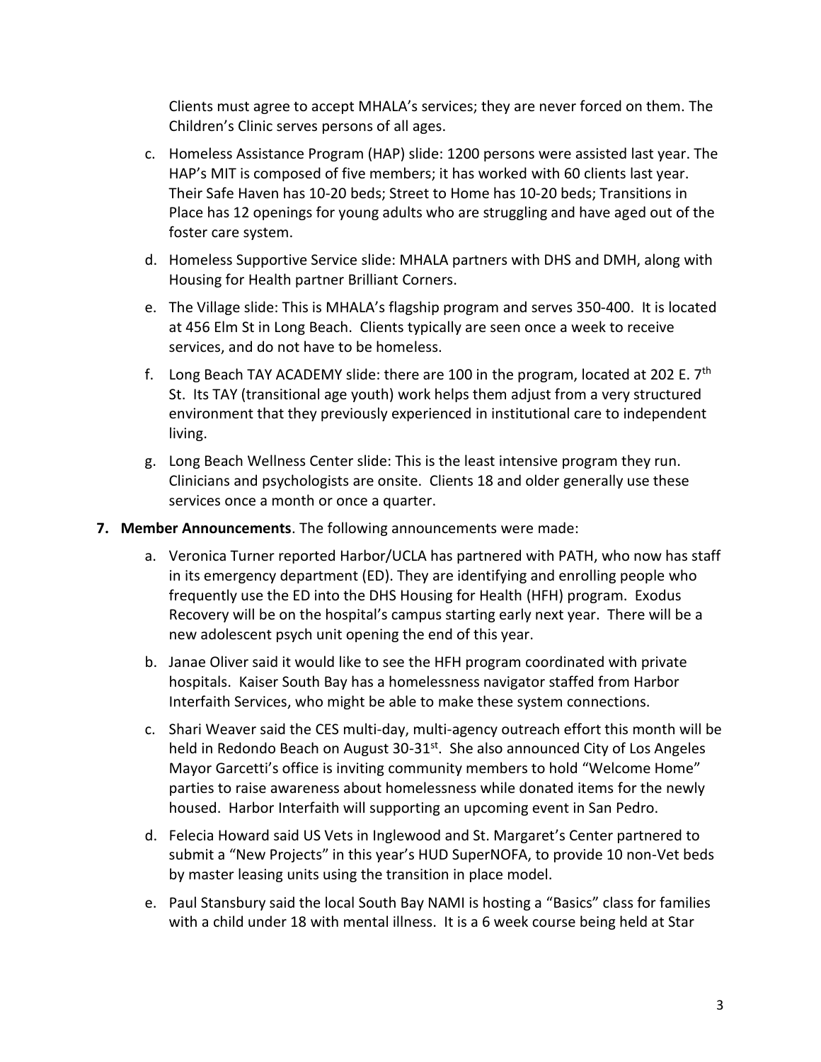Clients must agree to accept MHALA's services; they are never forced on them. The Children's Clinic serves persons of all ages.

c. Homeless Assistance Program (HAP) slide: 1200 persons were assisted last year. The HAP's MIT is composed of five members; it has worked with 60 clients last year. Their Safe Haven has 10-20 beds; Street to Home has 10-20 beds; Transitions in Place has 12 openings for young adults who are struggling and have aged out of the foster care system.

d. Homeless Supportive Service slide: MHALA partners with DHS and DMH, along with Housing for Health partner Brilliant Corners.

e. The Village slide: This is MHALA's flagship program and serves 350-400. It is located at 456 Elm St in Long Beach. Clients typically are seen once a week to receive services, and do not have to be homeless.

f. Long Beach TAY ACADEMY slide: there are 100 in the program, located at 202 E. 7th St. Its TAY (transitional age youth) work helps them adjust from a very structured environment that they previously experienced in institutional care to independent living.

g. Long Beach Wellness Center slide: This is the least intensive program they run. Clinicians and psychologists are onsite. Clients 18 and older generally use these services once a month or once a quarter.

**7. Member Announcements**. The following announcements were made:

a. Veronica Turner reported Harbor/UCLA has partnered with PATH, who now has staff in its emergency department (ED). They are identifying and enrolling people who frequently use the ED into the DHS Housing for Health (HFH) program. Exodus Recovery will be on the hospital's campus starting early next year. There will be a new adolescent psych unit opening the end of this year.

b. Janae Oliver said it would like to see the HFH program coordinated with private hospitals. Kaiser South Bay has a homelessness navigator staffed from Harbor Interfaith Services, who might be able to make these system connections.

c. Shari Weaver said the CES multi-day, multi-agency outreach effort this month will be held in Redondo Beach on August 30-31st. She also announced City of Los Angeles Mayor Garcetti's office is inviting community members to hold "Welcome Home" parties to raise awareness about homelessness while donated items for the newly housed. Harbor Interfaith will supporting an upcoming event in San Pedro.

d. Felecia Howard said US Vets in Inglewood and St. Margaret's Center partnered to submit a "New Projects" in this year's HUD SuperNOFA, to provide 10 non-Vet beds by master leasing units using the transition in place model.

e. Paul Stansbury said the local South Bay NAMI is hosting a "Basics" class for families with a child under 18 with mental illness. It is a 6 week course being held at Star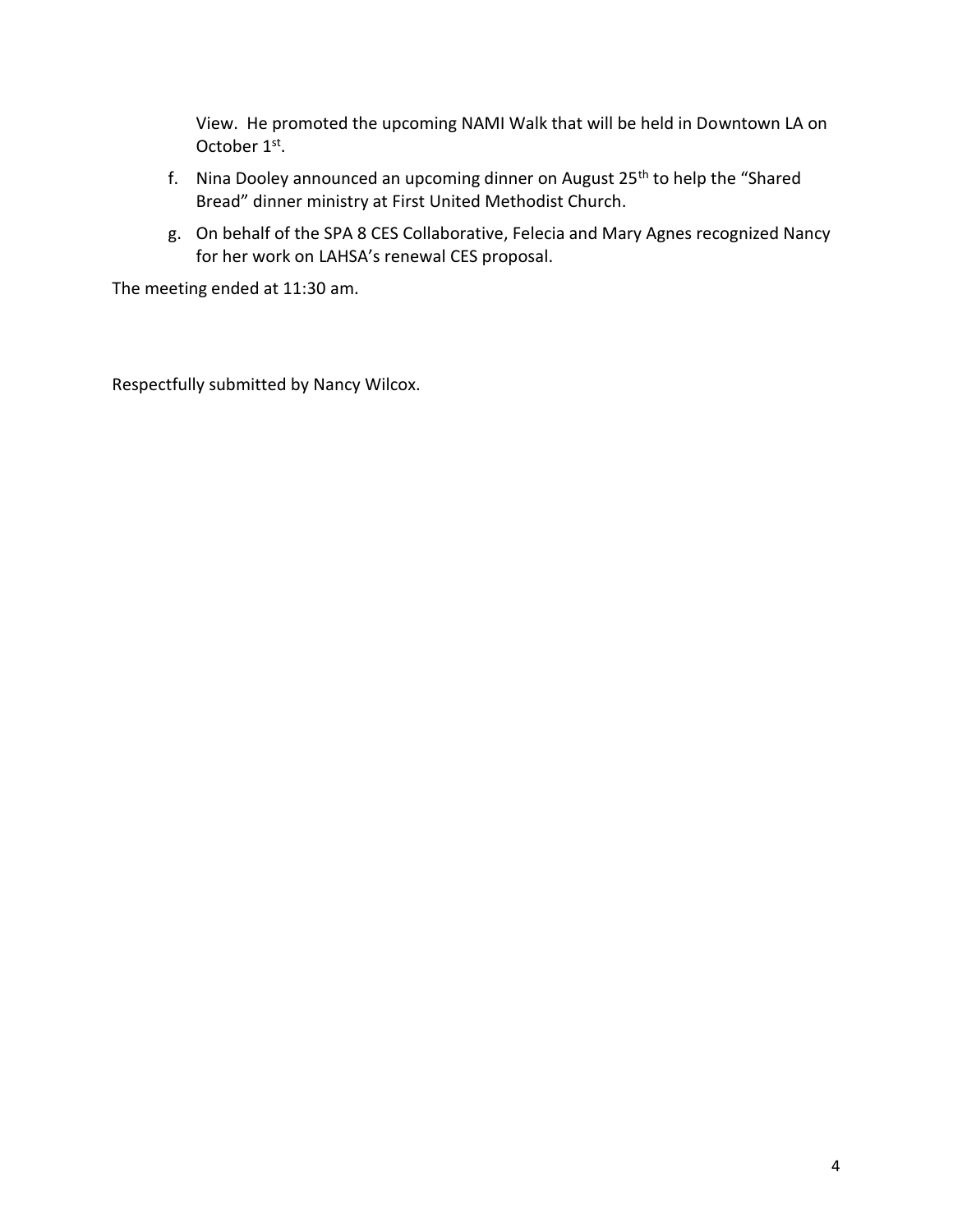View. He promoted the upcoming NAMI Walk that will be held in Downtown LA on October 1st.

f. Nina Dooley announced an upcoming dinner on August 25th to help the "Shared Bread" dinner ministry at First United Methodist Church.

g. On behalf of the SPA 8 CES Collaborative, Felecia and Mary Agnes recognized Nancy for her work on LAHSA's renewal CES proposal.

The meeting ended at 11:30 am.

Respectfully submitted by Nancy Wilcox.